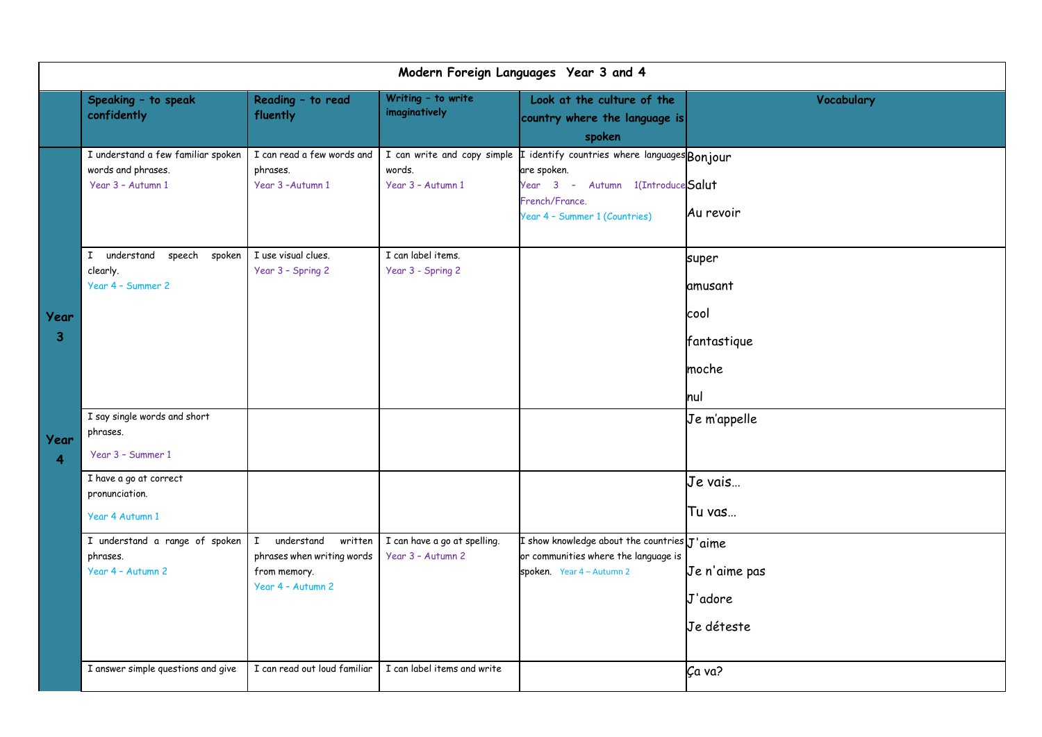| Modern Foreign Languages Year 3 and 4 | | | | | |
|---|---|---|---|---|---|
| | **Speaking – to speak confidently** | **Reading – to read fluently** | **Writing – to write imaginatively** | **Look at the culture of the country where the language is spoken** | **Vocabulary** |
| Year 3 Year 4 | I understand a few familiar spoken words and phrases. Year 3 – Autumn 1 | I can read a few words and phrases. Year 3 –Autumn 1 | I can write and copy simple words. Year 3 – Autumn 1 | I identify countries where languages are spoken. Year 3 – Autumn 1(Introduce French/France. Year 4 – Summer 1 (Countries) | Bonjour Salut Au revoir |
| | I understand speech spoken clearly. Year 4 – Summer 2 | I use visual clues. Year 3 – Spring 2 | I can label items. Year 3 - Spring 2 | | super amusant cool fantastique moche nul |
| | I say single words and short phrases. Year 3 – Summer 1 | | | | Je m'appelle |
| | I have a go at correct pronunciation. Year 4 Autumn 1 | | | | Je vais… Tu vas… |
| | I understand a range of spoken phrases. Year 4 – Autumn 2 | I understand written phrases when writing words from memory. Year 4 – Autumn 2 | I can have a go at spelling. Year 3 – Autumn 2 | I show knowledge about the countries or communities where the language is spoken. Year 4 – Autumn 2 | J'aime Je n'aime pas J'adore Je déteste |
| | I answer simple questions and give | I can read out loud familiar | I can label items and write | | Ça va? |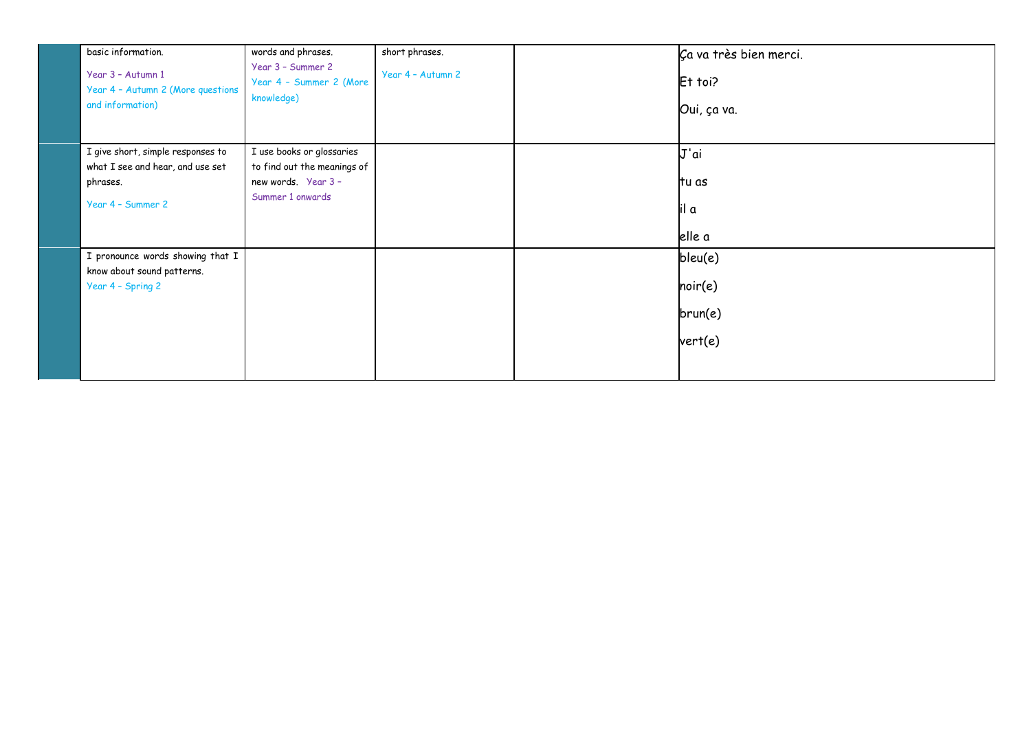| | | | | | |
|---|---|---|---|---|---|
| | basic information.<br>Year 3 – Autumn 1<br>Year 4 – Autumn 2 (More questions and information) | words and phrases.<br>Year 3 – Summer 2<br>Year 4 – Summer 2 (More knowledge) | short phrases.<br>Year 4 – Autumn 2 | | Ça va très bien merci.<br>Et toi?<br>Oui, ça va. |
| | I give short, simple responses to what I see and hear, and use set phrases.<br>Year 4 – Summer 2 | I use books or glossaries to find out the meanings of new words. Year 3 – Summer 1 onwards | | | J'ai<br>tu as<br>il a<br>elle a |
| | I pronounce words showing that I know about sound patterns.<br>Year 4 – Spring 2 | | | | bleu(e)<br>noir(e)<br>brun(e)<br>vert(e) |